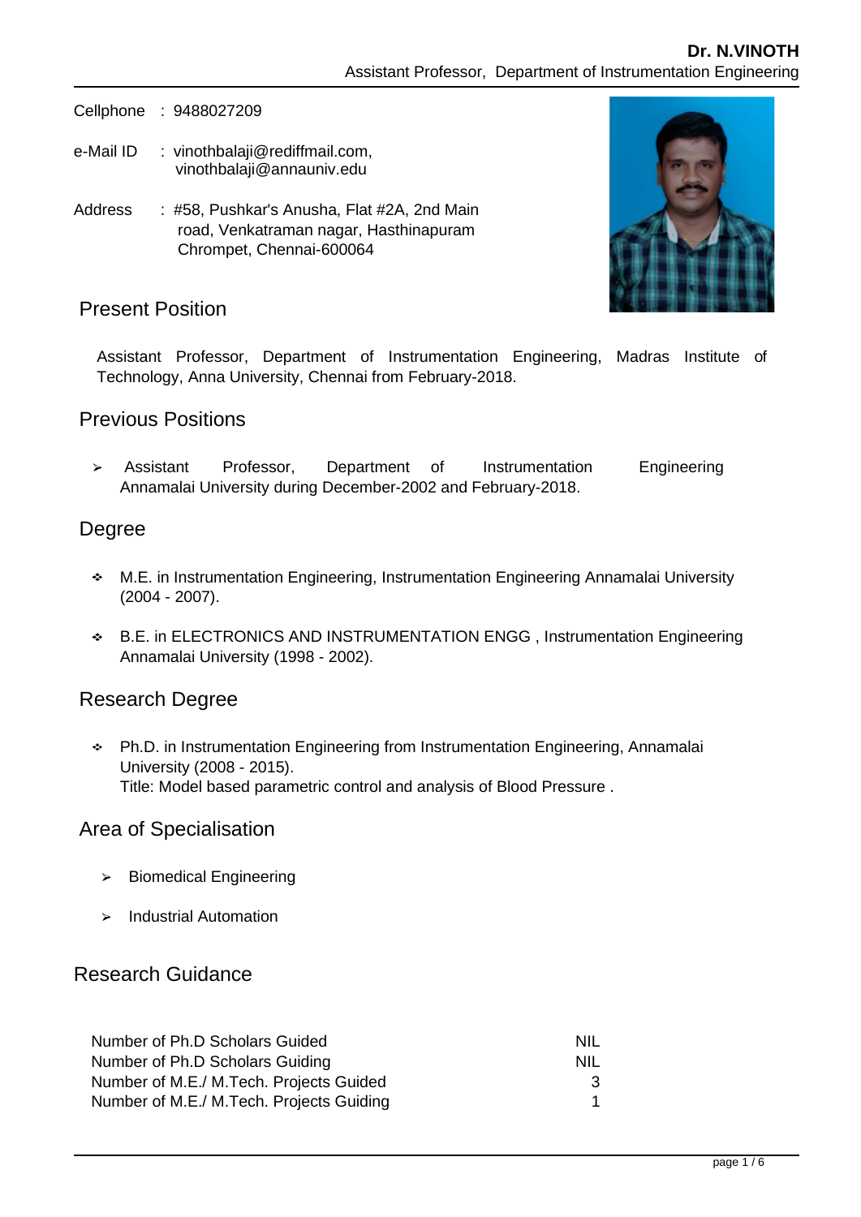**Dr. N.VINOTH**

Assistant Professor, Department of Instrumentation Engineering

Cellphone : 9488027209

e-Mail ID : vinothbalaji@rediffmail.com, vinothbalaji@annauniv.edu

Address : #58, Pushkar's Anusha, Flat #2A, 2nd Main road, Venkatraman nagar, Hasthinapuram Chrompet, Chennai-600064

## Present Position

Assistant Professor, Department of Instrumentation Engineering, Madras Institute of Technology, Anna University, Chennai from February-2018.

## Previous Positions

- Assistant Professor, Department of Instrumentation Engineering Annamalai University during December-2002 and February-2018.

## Degree

- M.E. in Instrumentation Engineering, Instrumentation Engineering Annamalai University (2004 - 2007).
- B.E. in ELECTRONICS AND INSTRUMENTATION ENGG , Instrumentation Engineering Annamalai University (1998 - 2002).

## Research Degree

- Ph.D. in Instrumentation Engineering from Instrumentation Engineering, Annamalai University (2008 - 2015).
  Title: Model based parametric control and analysis of Blood Pressure .

## Area of Specialisation

- Biomedical Engineering
- Industrial Automation

## Research Guidance

| | |
|---|---|
| Number of Ph.D Scholars Guided | NIL |
| Number of Ph.D Scholars Guiding | NIL |
| Number of M.E./ M.Tech. Projects Guided | 3 |
| Number of M.E./ M.Tech. Projects Guiding | 1 |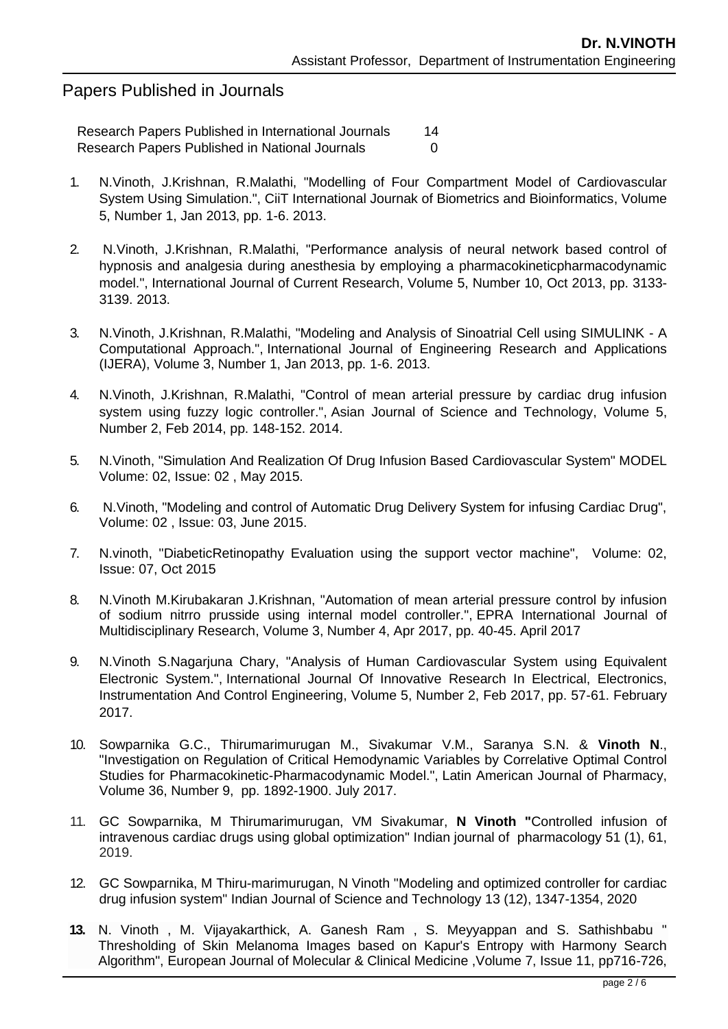## Papers Published in Journals

| Research Papers Published in International Journals | 14 |
|---|---|
| Research Papers Published in National Journals | 0 |

1. N.Vinoth, J.Krishnan, R.Malathi, "Modelling of Four Compartment Model of Cardiovascular System Using Simulation.", CiiT International Journak of Biometrics and Bioinformatics, Volume 5, Number 1, Jan 2013, pp. 1-6. 2013.

2. N.Vinoth, J.Krishnan, R.Malathi, "Performance analysis of neural network based control of hypnosis and analgesia during anesthesia by employing a pharmacokineticpharmacodynamic model.", International Journal of Current Research, Volume 5, Number 10, Oct 2013, pp. 3133-3139. 2013.

3. N.Vinoth, J.Krishnan, R.Malathi, "Modeling and Analysis of Sinoatrial Cell using SIMULINK - A Computational Approach.", International Journal of Engineering Research and Applications (IJERA), Volume 3, Number 1, Jan 2013, pp. 1-6. 2013.

4. N.Vinoth, J.Krishnan, R.Malathi, "Control of mean arterial pressure by cardiac drug infusion system using fuzzy logic controller.", Asian Journal of Science and Technology, Volume 5, Number 2, Feb 2014, pp. 148-152. 2014.

5. N.Vinoth, "Simulation And Realization Of Drug Infusion Based Cardiovascular System" MODEL Volume: 02, Issue: 02 , May 2015.

6. N.Vinoth, "Modeling and control of Automatic Drug Delivery System for infusing Cardiac Drug", Volume: 02 , Issue: 03, June 2015.

7. N.vinoth, "DiabeticRetinopathy Evaluation using the support vector machine", Volume: 02, Issue: 07, Oct 2015

8. N.Vinoth M.Kirubakaran J.Krishnan, "Automation of mean arterial pressure control by infusion of sodium nitrro prusside using internal model controller.", EPRA International Journal of Multidisciplinary Research, Volume 3, Number 4, Apr 2017, pp. 40-45. April 2017

9. N.Vinoth S.Nagarjuna Chary, "Analysis of Human Cardiovascular System using Equivalent Electronic System.", International Journal Of Innovative Research In Electrical, Electronics, Instrumentation And Control Engineering, Volume 5, Number 2, Feb 2017, pp. 57-61. February 2017.

10. Sowparnika G.C., Thirumarimurugan M., Sivakumar V.M., Saranya S.N. & **Vinoth N**., "Investigation on Regulation of Critical Hemodynamic Variables by Correlative Optimal Control Studies for Pharmacokinetic-Pharmacodynamic Model.", Latin American Journal of Pharmacy, Volume 36, Number 9, pp. 1892-1900. July 2017.

11. GC Sowparnika, M Thirumarimurugan, VM Sivakumar, **N Vinoth "**Controlled infusion of intravenous cardiac drugs using global optimization" Indian journal of pharmacology 51 (1), 61, 2019.

12. GC Sowparnika, M Thiru-marimurugan, N Vinoth "Modeling and optimized controller for cardiac drug infusion system" Indian Journal of Science and Technology 13 (12), 1347-1354, 2020

13. N. Vinoth , M. Vijayakarthick, A. Ganesh Ram , S. Meyyappan and S. Sathishbabu " Thresholding of Skin Melanoma Images based on Kapur's Entropy with Harmony Search Algorithm", European Journal of Molecular & Clinical Medicine ,Volume 7, Issue 11, pp716-726,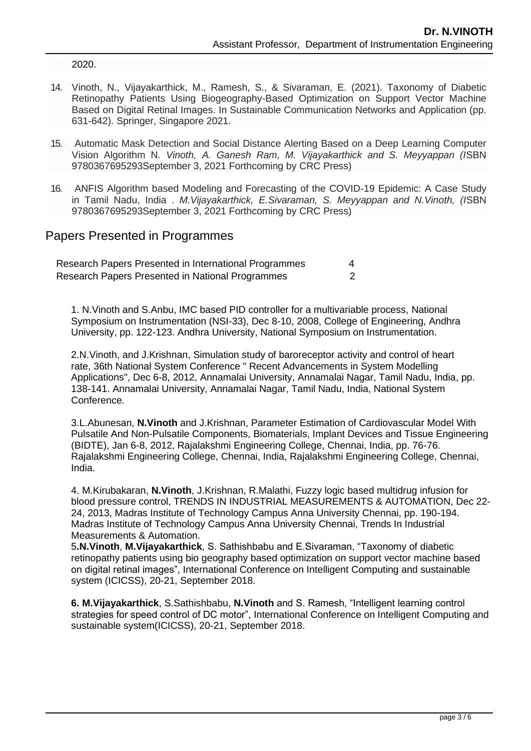2020.

14. Vinoth, N., Vijayakarthick, M., Ramesh, S., & Sivaraman, E. (2021). Taxonomy of Diabetic Retinopathy Patients Using Biogeography-Based Optimization on Support Vector Machine Based on Digital Retinal Images. In Sustainable Communication Networks and Application (pp. 631-642). Springer, Singapore 2021.

15. Automatic Mask Detection and Social Distance Alerting Based on a Deep Learning Computer Vision Algorithm N*. Vinoth, A. Ganesh Ram, M. Vijayakarthick and S. Meyyappan (I*SBN 9780367695293September 3, 2021 Forthcoming by CRC Press)

16. ANFIS Algorithm based Modeling and Forecasting of the COVID-19 Epidemic: A Case Study in Tamil Nadu, India . *M.Vijayakarthick, E.Sivaraman, S. Meyyappan and N.Vinoth, (I*SBN 9780367695293September 3, 2021 Forthcoming by CRC Press)

## Papers Presented in Programmes

| | |
|---|---|
| Research Papers Presented in International Programmes | 4 |
| Research Papers Presented in National Programmes | 2 |

1. N.Vinoth and S.Anbu, IMC based PID controller for a multivariable process, National Symposium on Instrumentation (NSI-33), Dec 8-10, 2008, College of Engineering, Andhra University, pp. 122-123. Andhra University, National Symposium on Instrumentation.

2.N.Vinoth, and J.Krishnan, Simulation study of baroreceptor activity and control of heart rate, 36th National System Conference " Recent Advancements in System Modelling Applications", Dec 6-8, 2012, Annamalai University, Annamalai Nagar, Tamil Nadu, India, pp. 138-141. Annamalai University, Annamalai Nagar, Tamil Nadu, India, National System Conference.

3.L.Abunesan, **N.Vinoth** and J.Krishnan, Parameter Estimation of Cardiovascular Model With Pulsatile And Non-Pulsatile Components, Biomaterials, Implant Devices and Tissue Engineering (BIDTE), Jan 6-8, 2012, Rajalakshmi Engineering College, Chennai, India, pp. 76-76. Rajalakshmi Engineering College, Chennai, India, Rajalakshmi Engineering College, Chennai, India.

4. M.Kirubakaran, **N.Vinoth**, J.Krishnan, R.Malathi, Fuzzy logic based multidrug infusion for blood pressure control, TRENDS IN INDUSTRIAL MEASUREMENTS & AUTOMATION, Dec 22-24, 2013, Madras Institute of Technology Campus Anna University Chennai, pp. 190-194. Madras Institute of Technology Campus Anna University Chennai, Trends In Industrial Measurements & Automation.

5.**N.Vinoth**, **M.Vijayakarthick**, S. Sathishbabu and E.Sivaraman, "Taxonomy of diabetic retinopathy patients using bio geography based optimization on support vector machine based on digital retinal images", International Conference on Intelligent Computing and sustainable system (ICICSS), 20-21, September 2018.

**6. M.Vijayakarthick**, S.Sathishbabu, **N.Vinoth** and S. Ramesh, "Intelligent learning control strategies for speed control of DC motor", International Conference on Intelligent Computing and sustainable system(ICICSS), 20-21, September 2018.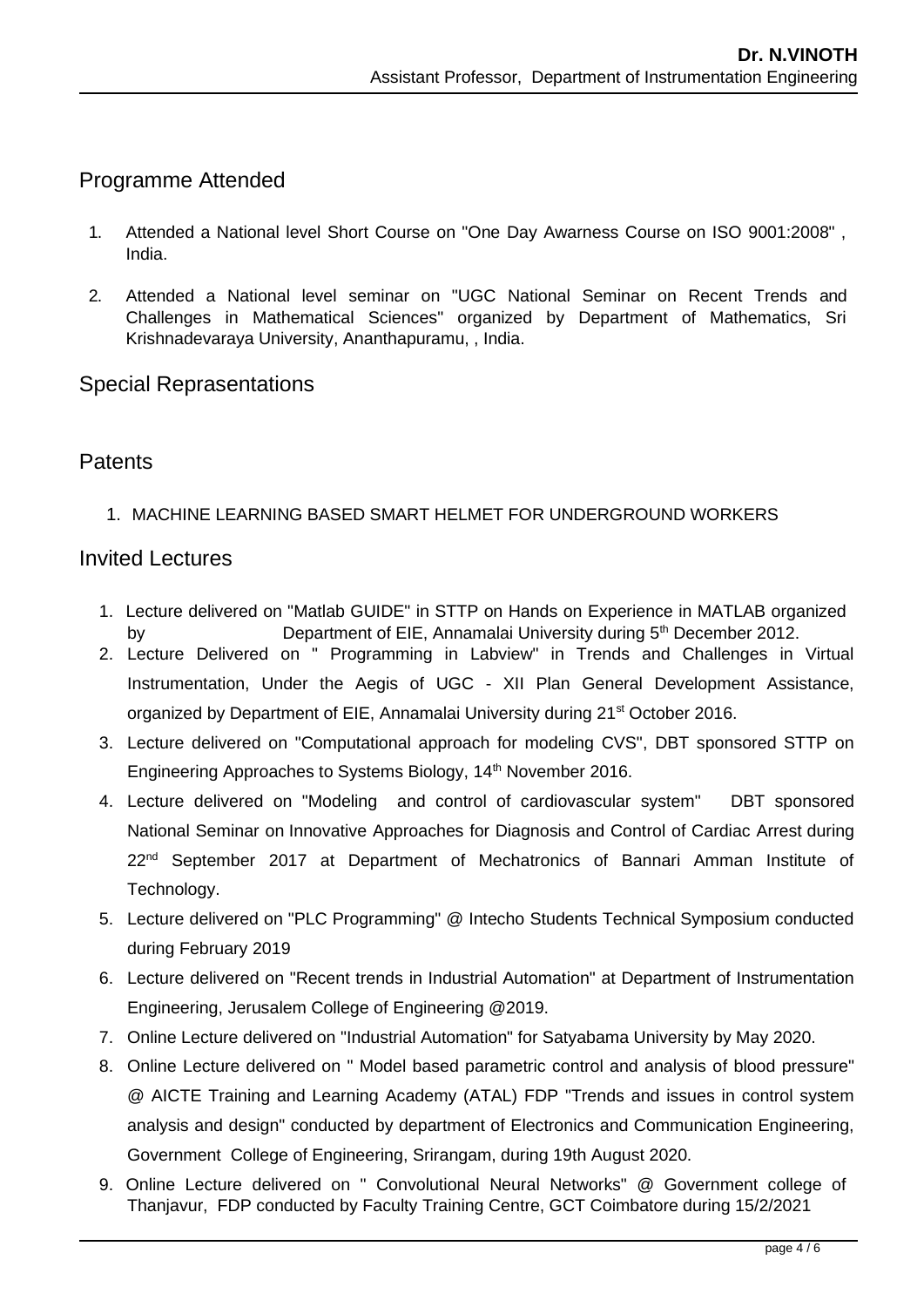## Programme Attended

1. Attended a National level Short Course on "One Day Awarness Course on ISO 9001:2008" , India.
2. Attended a National level seminar on "UGC National Seminar on Recent Trends and Challenges in Mathematical Sciences" organized by Department of Mathematics, Sri Krishnadevaraya University, Ananthapuramu, , India.

## Special Reprasentations

## Patents

1. MACHINE LEARNING BASED SMART HELMET FOR UNDERGROUND WORKERS

## Invited Lectures

1. Lecture delivered on "Matlab GUIDE" in STTP on Hands on Experience in MATLAB organized by Department of EIE, Annamalai University during 5th December 2012.
2. Lecture Delivered on " Programming in Labview" in Trends and Challenges in Virtual Instrumentation, Under the Aegis of UGC - XII Plan General Development Assistance, organized by Department of EIE, Annamalai University during 21st October 2016.
3. Lecture delivered on "Computational approach for modeling CVS", DBT sponsored STTP on Engineering Approaches to Systems Biology, 14th November 2016.
4. Lecture delivered on "Modeling and control of cardiovascular system" DBT sponsored National Seminar on Innovative Approaches for Diagnosis and Control of Cardiac Arrest during 22nd September 2017 at Department of Mechatronics of Bannari Amman Institute of Technology.
5. Lecture delivered on "PLC Programming" @ Intecho Students Technical Symposium conducted during February 2019
6. Lecture delivered on "Recent trends in Industrial Automation" at Department of Instrumentation Engineering, Jerusalem College of Engineering @2019.
7. Online Lecture delivered on "Industrial Automation" for Satyabama University by May 2020.
8. Online Lecture delivered on " Model based parametric control and analysis of blood pressure" @ AICTE Training and Learning Academy (ATAL) FDP "Trends and issues in control system analysis and design" conducted by department of Electronics and Communication Engineering, Government College of Engineering, Srirangam, during 19th August 2020.
9. Online Lecture delivered on " Convolutional Neural Networks" @ Government college of Thanjavur, FDP conducted by Faculty Training Centre, GCT Coimbatore during 15/2/2021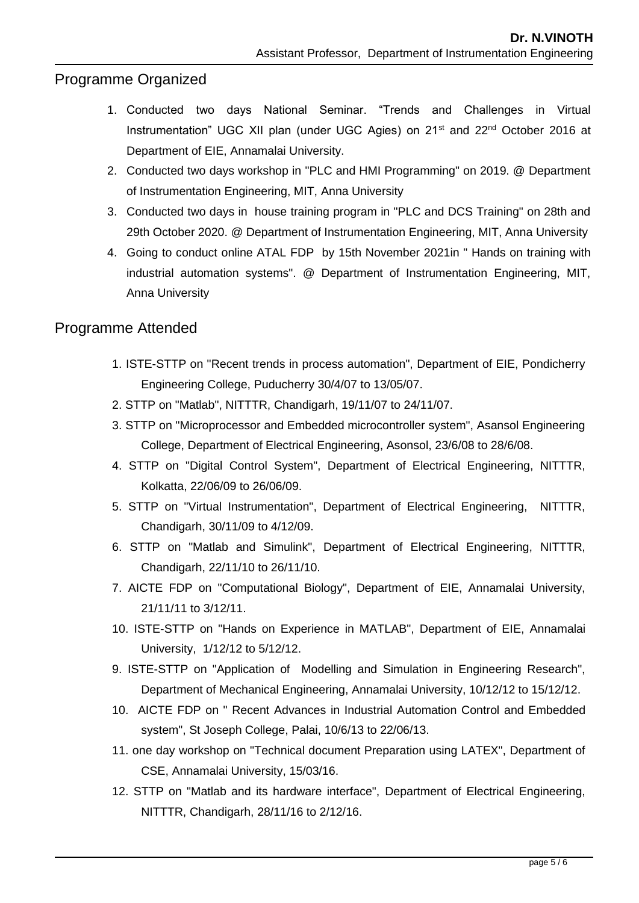## Programme Organized

1. Conducted two days National Seminar. "Trends and Challenges in Virtual Instrumentation" UGC XII plan (under UGC Agies) on 21st and 22nd October 2016 at Department of EIE, Annamalai University.
2. Conducted two days workshop in "PLC and HMI Programming" on 2019. @ Department of Instrumentation Engineering, MIT, Anna University
3. Conducted two days in house training program in "PLC and DCS Training" on 28th and 29th October 2020. @ Department of Instrumentation Engineering, MIT, Anna University
4. Going to conduct online ATAL FDP by 15th November 2021in " Hands on training with industrial automation systems". @ Department of Instrumentation Engineering, MIT, Anna University

## Programme Attended

1. ISTE-STTP on "Recent trends in process automation", Department of EIE, Pondicherry Engineering College, Puducherry 30/4/07 to 13/05/07.
2. STTP on "Matlab", NITTTR, Chandigarh, 19/11/07 to 24/11/07.
3. STTP on "Microprocessor and Embedded microcontroller system", Asansol Engineering College, Department of Electrical Engineering, Asonsol, 23/6/08 to 28/6/08.
4. STTP on "Digital Control System", Department of Electrical Engineering, NITTTR, Kolkatta, 22/06/09 to 26/06/09.
5. STTP on "Virtual Instrumentation", Department of Electrical Engineering, NITTTR, Chandigarh, 30/11/09 to 4/12/09.
6. STTP on "Matlab and Simulink", Department of Electrical Engineering, NITTTR, Chandigarh, 22/11/10 to 26/11/10.
7. AICTE FDP on "Computational Biology", Department of EIE, Annamalai University, 21/11/11 to 3/12/11.

10\. ISTE-STTP on "Hands on Experience in MATLAB", Department of EIE, Annamalai University, 1/12/12 to 5/12/12.

9\. ISTE-STTP on "Application of Modelling and Simulation in Engineering Research", Department of Mechanical Engineering, Annamalai University, 10/12/12 to 15/12/12.

10\. AICTE FDP on " Recent Advances in Industrial Automation Control and Embedded system", St Joseph College, Palai, 10/6/13 to 22/06/13.

11\. one day workshop on "Technical document Preparation using LATEX", Department of CSE, Annamalai University, 15/03/16.

12\. STTP on "Matlab and its hardware interface", Department of Electrical Engineering, NITTTR, Chandigarh, 28/11/16 to 2/12/16.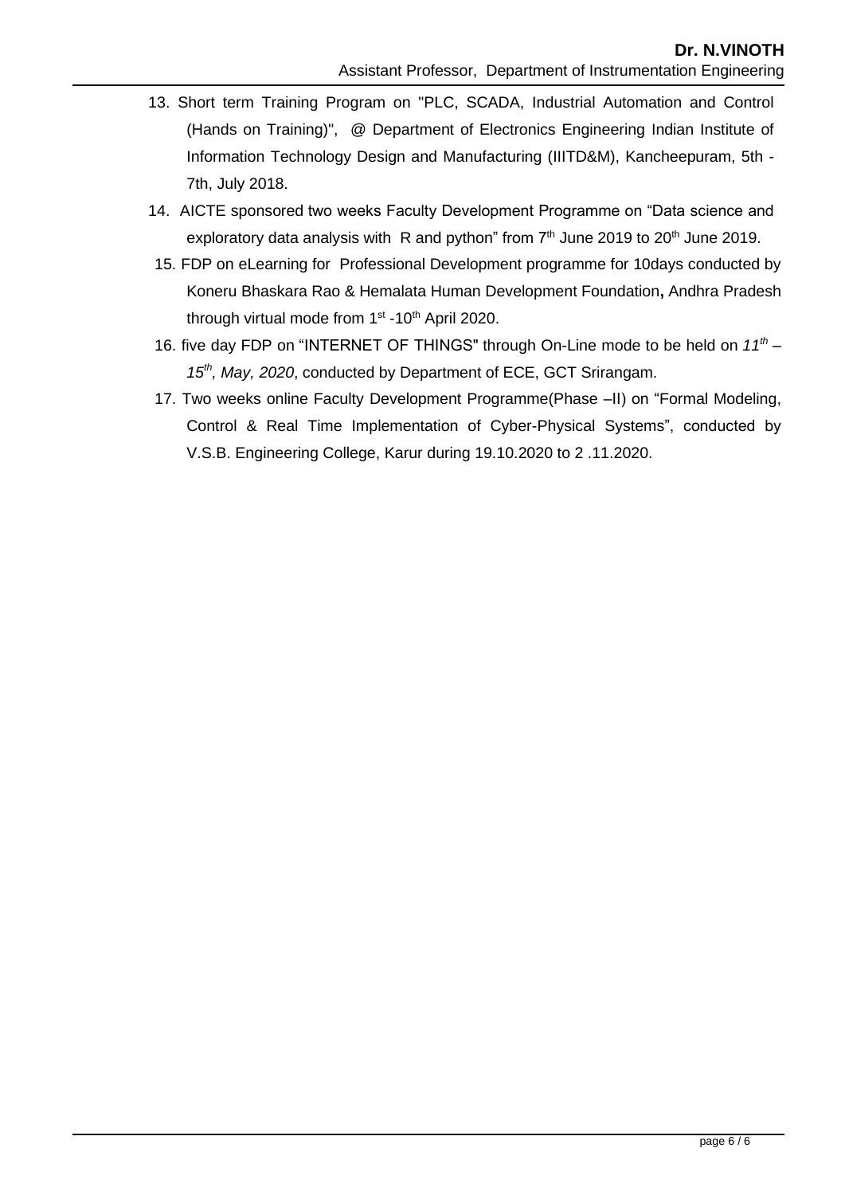13. Short term Training Program on "PLC, SCADA, Industrial Automation and Control (Hands on Training)", @ Department of Electronics Engineering Indian Institute of Information Technology Design and Manufacturing (IIITD&M), Kancheepuram, 5th - 7th, July 2018.
14. AICTE sponsored two weeks Faculty Development Programme on “Data science and exploratory data analysis with R and python” from 7th June 2019 to 20th June 2019.
15. FDP on eLearning for Professional Development programme for 10days conducted by Koneru Bhaskara Rao & Hemalata Human Development Foundation**,** Andhra Pradesh through virtual mode from 1st -10th April 2020.
16. five day FDP on “INTERNET OF THINGS" through On-Line mode to be held on *11th – 15th, May, 2020*, conducted by Department of ECE, GCT Srirangam.
17. Two weeks online Faculty Development Programme(Phase –II) on “Formal Modeling, Control & Real Time Implementation of Cyber-Physical Systems”, conducted by V.S.B. Engineering College, Karur during 19.10.2020 to 2 .11.2020.